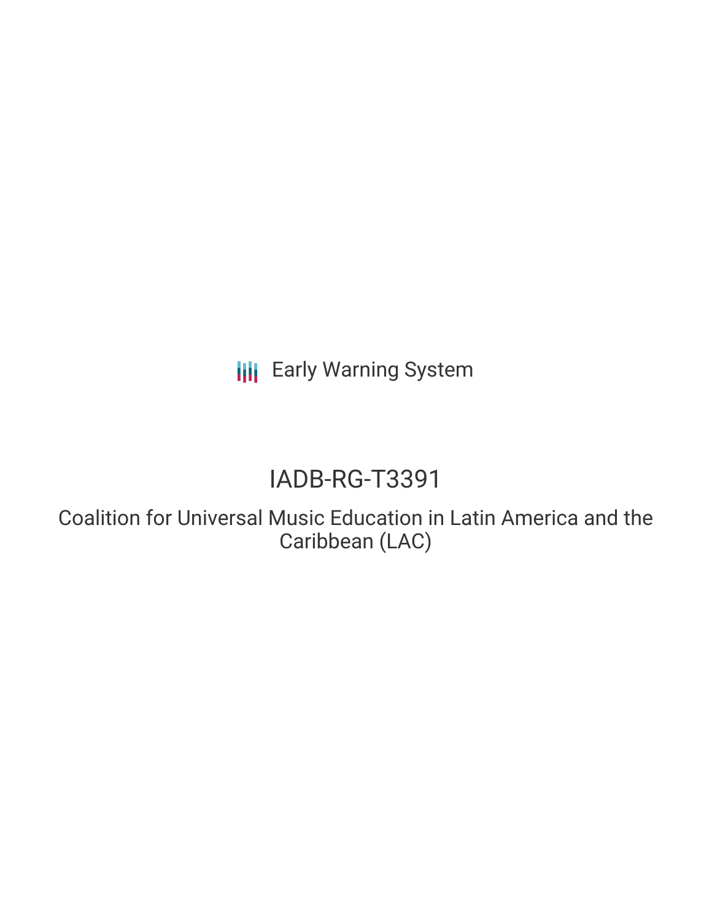Early Warning System

# IADB-RG-T3391

## Coalition for Universal Music Education in Latin America and the Caribbean (LAC)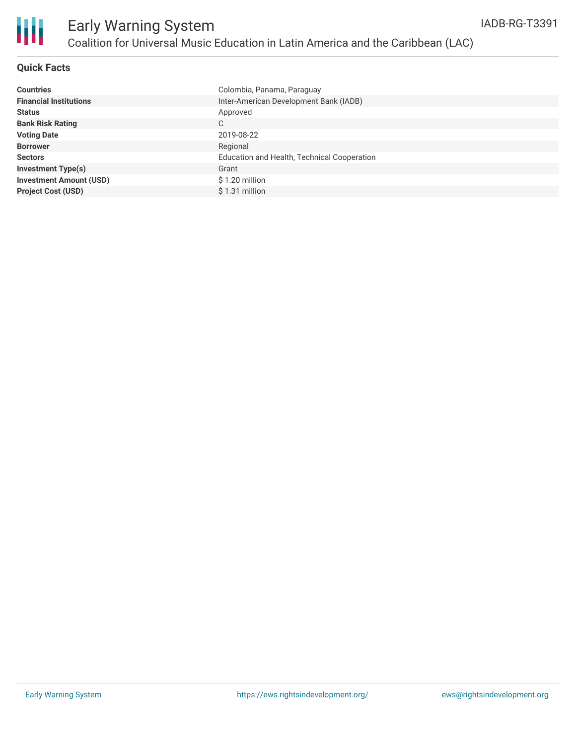# Early Warning System

## Coalition for Universal Music Education in Latin America and the Caribbean (LAC)

IADB-RG-T3391

### Quick Facts

| | |
|---|---|
| **Countries** | Colombia, Panama, Paraguay |
| **Financial Institutions** | Inter-American Development Bank (IADB) |
| **Status** | Approved |
| **Bank Risk Rating** | C |
| **Voting Date** | 2019-08-22 |
| **Borrower** | Regional |
| **Sectors** | Education and Health, Technical Cooperation |
| **Investment Type(s)** | Grant |
| **Investment Amount (USD)** | $ 1.20 million |
| **Project Cost (USD)** | $ 1.31 million |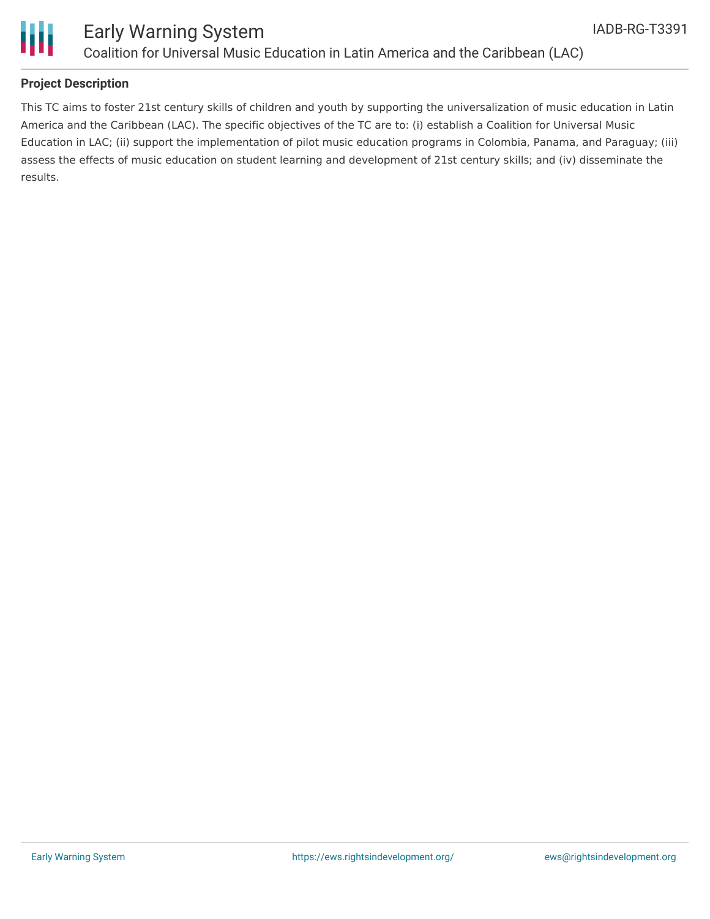## Project Description

This TC aims to foster 21st century skills of children and youth by supporting the universalization of music education in Latin America and the Caribbean (LAC). The specific objectives of the TC are to: (i) establish a Coalition for Universal Music Education in LAC; (ii) support the implementation of pilot music education programs in Colombia, Panama, and Paraguay; (iii) assess the effects of music education on student learning and development of 21st century skills; and (iv) disseminate the results.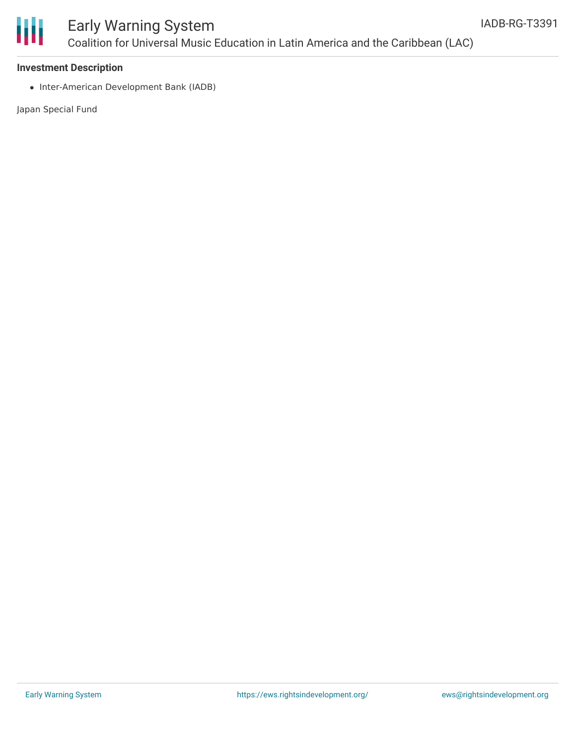**Investment Description**

- Inter-American Development Bank (IADB)

Japan Special Fund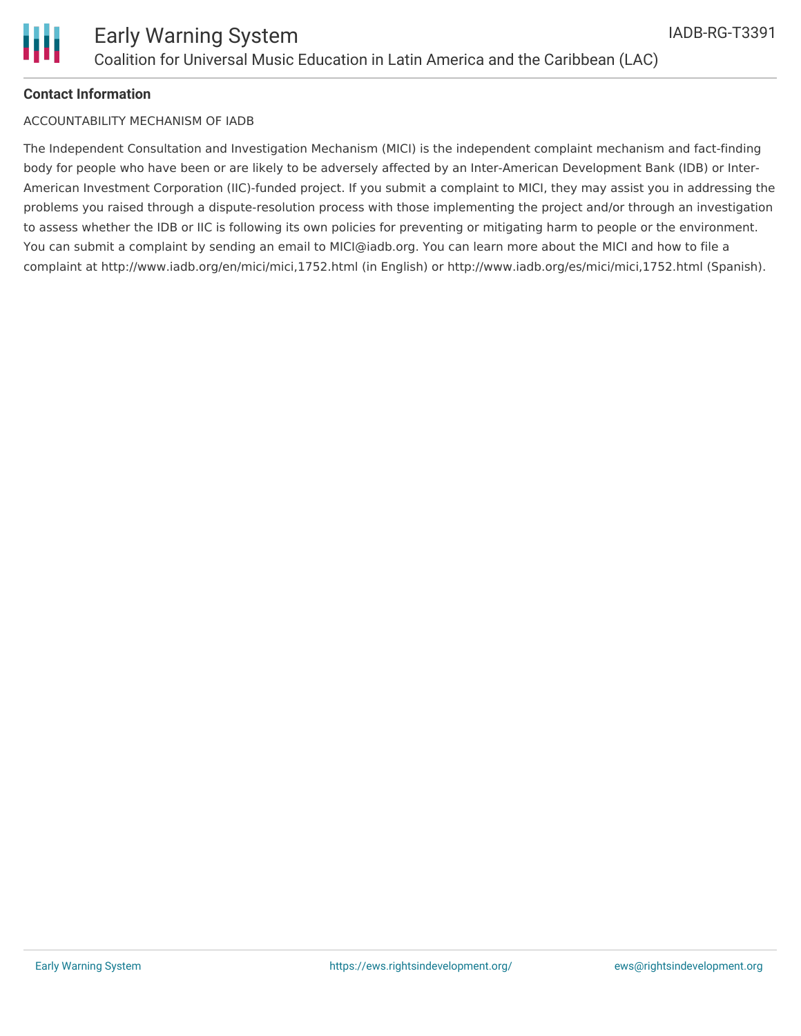**Contact Information**

ACCOUNTABILITY MECHANISM OF IADB

The Independent Consultation and Investigation Mechanism (MICI) is the independent complaint mechanism and fact-finding body for people who have been or are likely to be adversely affected by an Inter-American Development Bank (IDB) or Inter-American Investment Corporation (IIC)-funded project. If you submit a complaint to MICI, they may assist you in addressing the problems you raised through a dispute-resolution process with those implementing the project and/or through an investigation to assess whether the IDB or IIC is following its own policies for preventing or mitigating harm to people or the environment. You can submit a complaint by sending an email to MICI@iadb.org. You can learn more about the MICI and how to file a complaint at http://www.iadb.org/en/mici/mici,1752.html (in English) or http://www.iadb.org/es/mici/mici,1752.html (Spanish).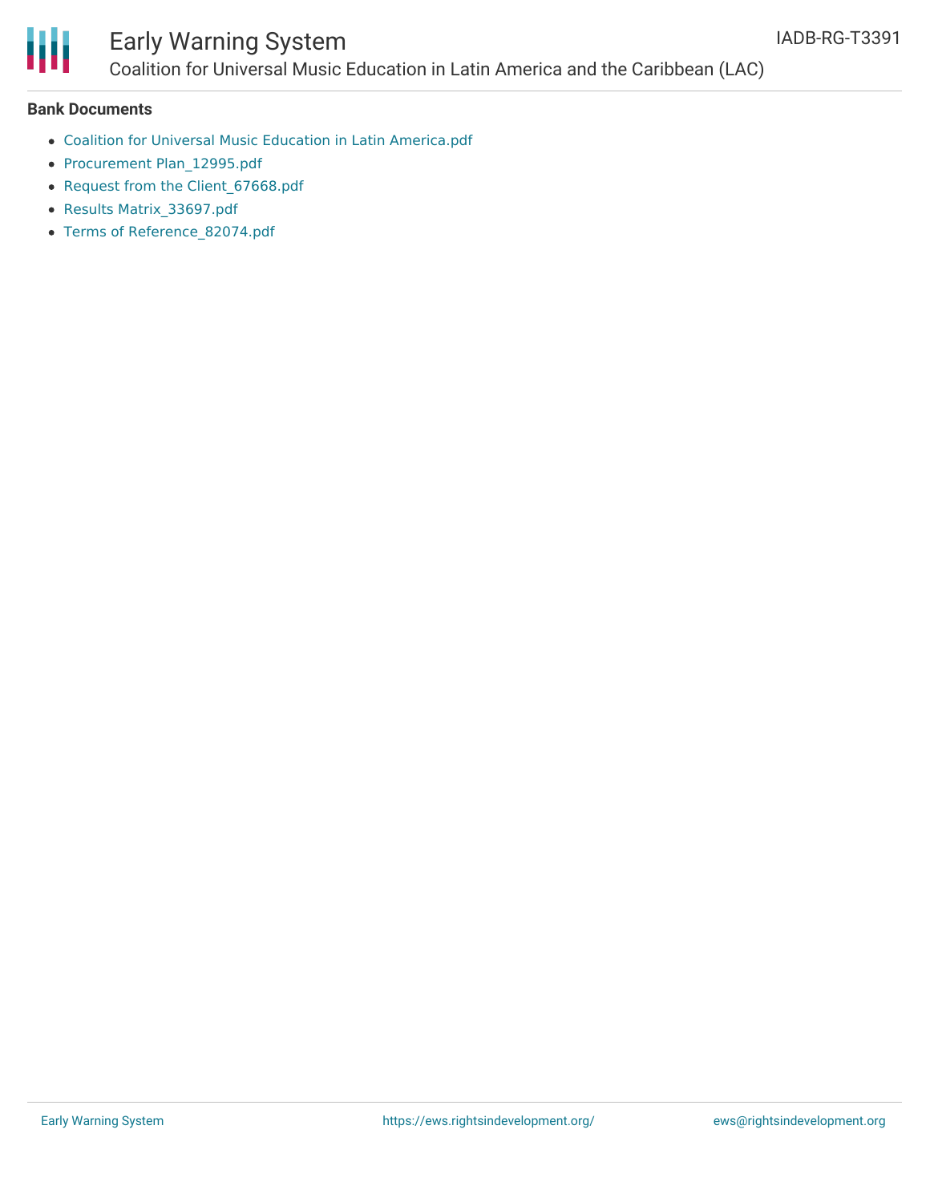**Bank Documents**

- Coalition for Universal Music Education in Latin America.pdf
- Procurement Plan_12995.pdf
- Request from the Client_67668.pdf
- Results Matrix_33697.pdf
- Terms of Reference_82074.pdf